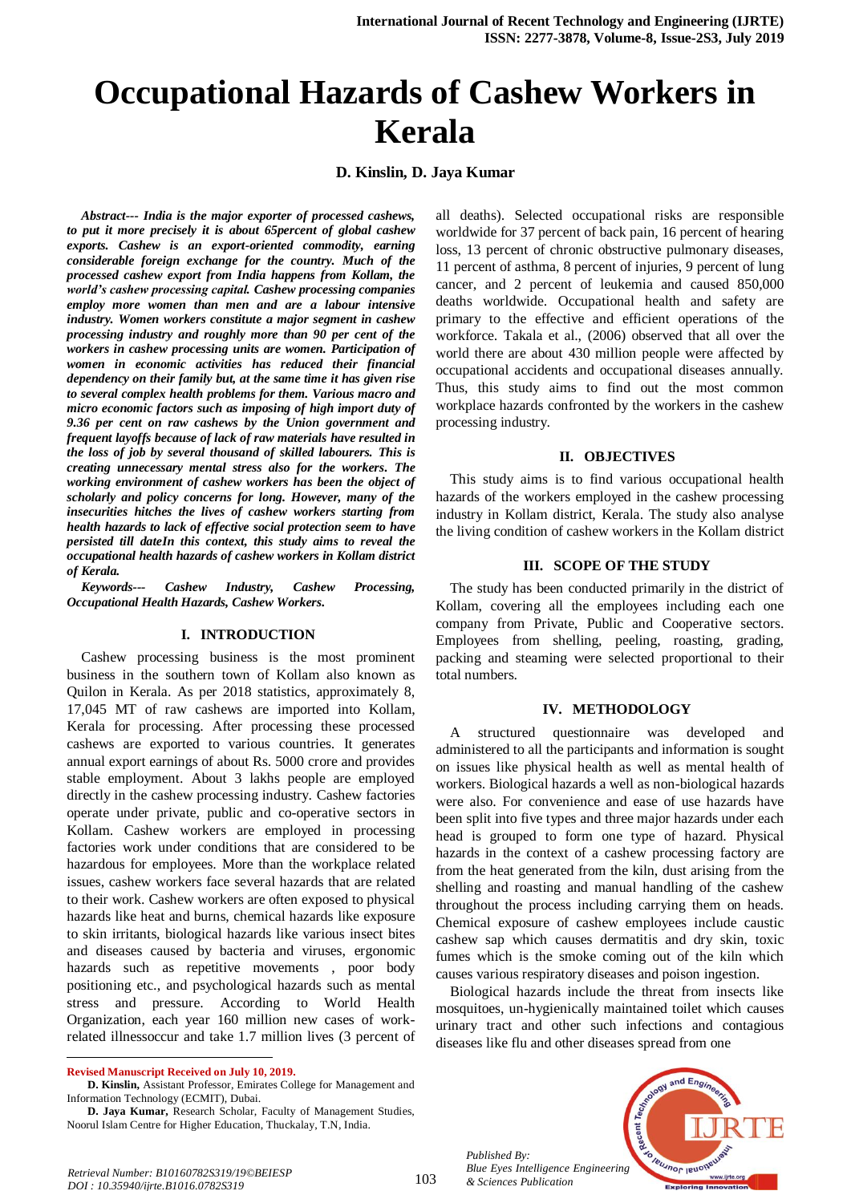# Occupational Hazards of Cashew Workers in Kerala

**D. Kinslin, D. Jaya Kumar**

***Abstract--- India is the major exporter of processed cashews, to put it more precisely it is about 65percent of global cashew exports. Cashew is an export-oriented commodity, earning considerable foreign exchange for the country. Much of the processed cashew export from India happens from Kollam, the world's cashew processing capital. Cashew processing companies employ more women than men and are a labour intensive industry. Women workers constitute a major segment in cashew processing industry and roughly more than 90 per cent of the workers in cashew processing units are women. Participation of women in economic activities has reduced their financial dependency on their family but, at the same time it has given rise to several complex health problems for them. Various macro and micro economic factors such as imposing of high import duty of 9.36 per cent on raw cashews by the Union government and frequent layoffs because of lack of raw materials have resulted in the loss of job by several thousand of skilled labourers. This is creating unnecessary mental stress also for the workers. The working environment of cashew workers has been the object of scholarly and policy concerns for long. However, many of the insecurities hitches the lives of cashew workers starting from health hazards to lack of effective social protection seem to have persisted till dateIn this context, this study aims to reveal the occupational health hazards of cashew workers in Kollam district of Kerala.***

***Keywords--- Cashew Industry, Cashew Processing, Occupational Health Hazards, Cashew Workers.***

## I. INTRODUCTION

Cashew processing business is the most prominent business in the southern town of Kollam also known as Quilon in Kerala. As per 2018 statistics, approximately 8, 17,045 MT of raw cashews are imported into Kollam, Kerala for processing. After processing these processed cashews are exported to various countries. It generates annual export earnings of about Rs. 5000 crore and provides stable employment. About 3 lakhs people are employed directly in the cashew processing industry. Cashew factories operate under private, public and co-operative sectors in Kollam. Cashew workers are employed in processing factories work under conditions that are considered to be hazardous for employees. More than the workplace related issues, cashew workers face several hazards that are related to their work. Cashew workers are often exposed to physical hazards like heat and burns, chemical hazards like exposure to skin irritants, biological hazards like various insect bites and diseases caused by bacteria and viruses, ergonomic hazards such as repetitive movements , poor body positioning etc., and psychological hazards such as mental stress and pressure. According to World Health Organization, each year 160 million new cases of work-related illnessoccur and take 1.7 million lives (3 percent of all deaths). Selected occupational risks are responsible worldwide for 37 percent of back pain, 16 percent of hearing loss, 13 percent of chronic obstructive pulmonary diseases, 11 percent of asthma, 8 percent of injuries, 9 percent of lung cancer, and 2 percent of leukemia and caused 850,000 deaths worldwide. Occupational health and safety are primary to the effective and efficient operations of the workforce. Takala et al., (2006) observed that all over the world there are about 430 million people were affected by occupational accidents and occupational diseases annually. Thus, this study aims to find out the most common workplace hazards confronted by the workers in the cashew processing industry.

## II. OBJECTIVES

This study aims is to find various occupational health hazards of the workers employed in the cashew processing industry in Kollam district, Kerala. The study also analyse the living condition of cashew workers in the Kollam district

## III. SCOPE OF THE STUDY

The study has been conducted primarily in the district of Kollam, covering all the employees including each one company from Private, Public and Cooperative sectors. Employees from shelling, peeling, roasting, grading, packing and steaming were selected proportional to their total numbers.

## IV. METHODOLOGY

A structured questionnaire was developed and administered to all the participants and information is sought on issues like physical health as well as mental health of workers. Biological hazards a well as non-biological hazards were also. For convenience and ease of use hazards have been split into five types and three major hazards under each head is grouped to form one type of hazard. Physical hazards in the context of a cashew processing factory are from the heat generated from the kiln, dust arising from the shelling and roasting and manual handling of the cashew throughout the process including carrying them on heads. Chemical exposure of cashew employees include caustic cashew sap which causes dermatitis and dry skin, toxic fumes which is the smoke coming out of the kiln which causes various respiratory diseases and poison ingestion.

Biological hazards include the threat from insects like mosquitoes, un-hygienically maintained toilet which causes urinary tract and other such infections and contagious diseases like flu and other diseases spread from one

---

**Revised Manuscript Received on July 10, 2019.**

**D. Kinslin,** Assistant Professor, Emirates College for Management and Information Technology (ECMIT), Dubai.

**D. Jaya Kumar,** Research Scholar, Faculty of Management Studies, Noorul Islam Centre for Higher Education, Thuckalay, T.N, India.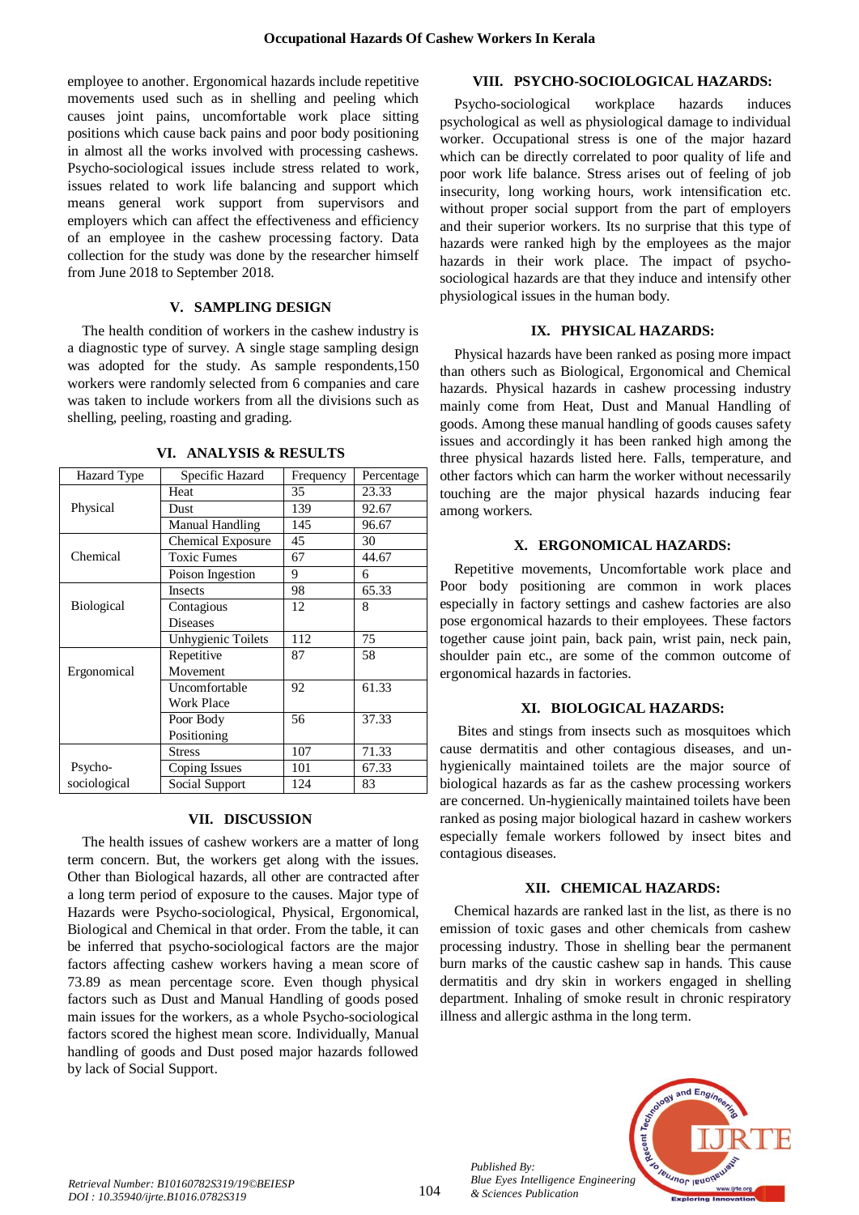employee to another. Ergonomical hazards include repetitive movements used such as in shelling and peeling which causes joint pains, uncomfortable work place sitting positions which cause back pains and poor body positioning in almost all the works involved with processing cashews. Psycho-sociological issues include stress related to work, issues related to work life balancing and support which means general work support from supervisors and employers which can affect the effectiveness and efficiency of an employee in the cashew processing factory. Data collection for the study was done by the researcher himself from June 2018 to September 2018.

## V. SAMPLING DESIGN

The health condition of workers in the cashew industry is a diagnostic type of survey. A single stage sampling design was adopted for the study. As sample respondents,150 workers were randomly selected from 6 companies and care was taken to include workers from all the divisions such as shelling, peeling, roasting and grading.

## VI. ANALYSIS & RESULTS

| Hazard Type | Specific Hazard | Frequency | Percentage |
|---|---|---|---|
| Physical | Heat | 35 | 23.33 |
| | Dust | 139 | 92.67 |
| | Manual Handling | 145 | 96.67 |
| Chemical | Chemical Exposure | 45 | 30 |
| | Toxic Fumes | 67 | 44.67 |
| | Poison Ingestion | 9 | 6 |
| Biological | Insects | 98 | 65.33 |
| | Contagious Diseases | 12 | 8 |
| | Unhygienic Toilets | 112 | 75 |
| Ergonomical | Repetitive Movement | 87 | 58 |
| | Uncomfortable Work Place | 92 | 61.33 |
| | Poor Body Positioning | 56 | 37.33 |
| Psycho-sociological | Stress | 107 | 71.33 |
| | Coping Issues | 101 | 67.33 |
| | Social Support | 124 | 83 |

## VII. DISCUSSION

The health issues of cashew workers are a matter of long term concern. But, the workers get along with the issues. Other than Biological hazards, all other are contracted after a long term period of exposure to the causes. Major type of Hazards were Psycho-sociological, Physical, Ergonomical, Biological and Chemical in that order. From the table, it can be inferred that psycho-sociological factors are the major factors affecting cashew workers having a mean score of 73.89 as mean percentage score. Even though physical factors such as Dust and Manual Handling of goods posed main issues for the workers, as a whole Psycho-sociological factors scored the highest mean score. Individually, Manual handling of goods and Dust posed major hazards followed by lack of Social Support.

## VIII. PSYCHO-SOCIOLOGICAL HAZARDS:

Psycho-sociological workplace hazards induces psychological as well as physiological damage to individual worker. Occupational stress is one of the major hazard which can be directly correlated to poor quality of life and poor work life balance. Stress arises out of feeling of job insecurity, long working hours, work intensification etc. without proper social support from the part of employers and their superior workers. Its no surprise that this type of hazards were ranked high by the employees as the major hazards in their work place. The impact of psycho-sociological hazards are that they induce and intensify other physiological issues in the human body.

## IX. PHYSICAL HAZARDS:

Physical hazards have been ranked as posing more impact than others such as Biological, Ergonomical and Chemical hazards. Physical hazards in cashew processing industry mainly come from Heat, Dust and Manual Handling of goods. Among these manual handling of goods causes safety issues and accordingly it has been ranked high among the three physical hazards listed here. Falls, temperature, and other factors which can harm the worker without necessarily touching are the major physical hazards inducing fear among workers.

## X. ERGONOMICAL HAZARDS:

Repetitive movements, Uncomfortable work place and Poor body positioning are common in work places especially in factory settings and cashew factories are also pose ergonomical hazards to their employees. These factors together cause joint pain, back pain, wrist pain, neck pain, shoulder pain etc., are some of the common outcome of ergonomical hazards in factories.

## XI. BIOLOGICAL HAZARDS:

Bites and stings from insects such as mosquitoes which cause dermatitis and other contagious diseases, and un-hygienically maintained toilets are the major source of biological hazards as far as the cashew processing workers are concerned. Un-hygienically maintained toilets have been ranked as posing major biological hazard in cashew workers especially female workers followed by insect bites and contagious diseases.

## XII. CHEMICAL HAZARDS:

Chemical hazards are ranked last in the list, as there is no emission of toxic gases and other chemicals from cashew processing industry. Those in shelling bear the permanent burn marks of the caustic cashew sap in hands. This cause dermatitis and dry skin in workers engaged in shelling department. Inhaling of smoke result in chronic respiratory illness and allergic asthma in the long term.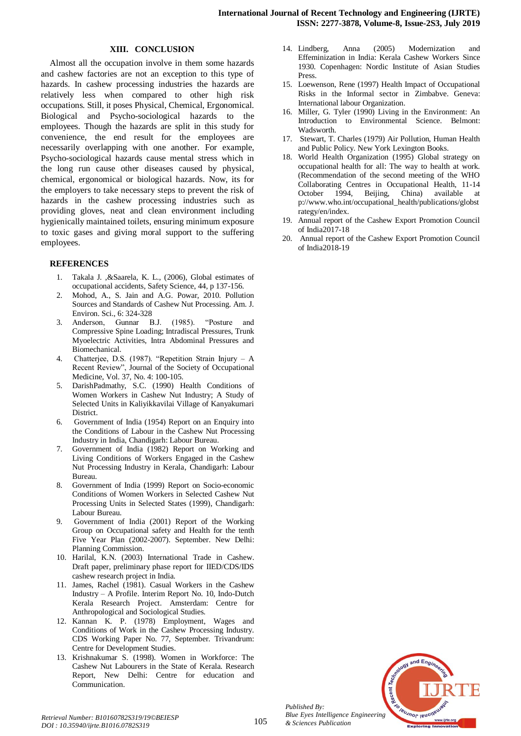## XIII. CONCLUSION

Almost all the occupation involve in them some hazards and cashew factories are not an exception to this type of hazards. In cashew processing industries the hazards are relatively less when compared to other high risk occupations. Still, it poses Physical, Chemical, Ergonomical. Biological and Psycho-sociological hazards to the employees. Though the hazards are split in this study for convenience, the end result for the employees are necessarily overlapping with one another. For example, Psycho-sociological hazards cause mental stress which in the long run cause other diseases caused by physical, chemical, ergonomical or biological hazards. Now, its for the employers to take necessary steps to prevent the risk of hazards in the cashew processing industries such as providing gloves, neat and clean environment including hygienically maintained toilets, ensuring minimum exposure to toxic gases and giving moral support to the suffering employees.

## REFERENCES

1. Takala J. ,&Saarela, K. L., (2006), Global estimates of occupational accidents, Safety Science, 44, p 137-156.
2. Mohod, A., S. Jain and A.G. Powar, 2010. Pollution Sources and Standards of Cashew Nut Processing. Am. J. Environ. Sci., 6: 324-328
3. Anderson, Gunnar B.J. (1985). "Posture and Compressive Spine Loading; Intradiscal Pressures, Trunk Myoelectric Activities, Intra Abdominal Pressures and Biomechanical.
4. Chatterjee, D.S. (1987). "Repetition Strain Injury – A Recent Review", Journal of the Society of Occupational Medicine, Vol. 37, No. 4: 100-105.
5. DarishPadmathy, S.C. (1990) Health Conditions of Women Workers in Cashew Nut Industry; A Study of Selected Units in Kaliyikkavilai Village of Kanyakumari District.
6. Government of India (1954) Report on an Enquiry into the Conditions of Labour in the Cashew Nut Processing Industry in India, Chandigarh: Labour Bureau.
7. Government of India (1982) Report on Working and Living Conditions of Workers Engaged in the Cashew Nut Processing Industry in Kerala, Chandigarh: Labour Bureau.
8. Government of India (1999) Report on Socio-economic Conditions of Women Workers in Selected Cashew Nut Processing Units in Selected States (1999), Chandigarh: Labour Bureau.
9. Government of India (2001) Report of the Working Group on Occupational safety and Health for the tenth Five Year Plan (2002-2007). September. New Delhi: Planning Commission.
10. Harilal, K.N. (2003) International Trade in Cashew. Draft paper, preliminary phase report for IIED/CDS/IDS cashew research project in India.
11. James, Rachel (1981). Casual Workers in the Cashew Industry – A Profile. Interim Report No. 10, Indo-Dutch Kerala Research Project. Amsterdam: Centre for Anthropological and Sociological Studies.
12. Kannan K. P. (1978) Employment, Wages and Conditions of Work in the Cashew Processing Industry. CDS Working Paper No. 77, September. Trivandrum: Centre for Development Studies.
13. Krishnakumar S. (1998). Women in Workforce: The Cashew Nut Labourers in the State of Kerala. Research Report, New Delhi: Centre for education and Communication.
14. Lindberg, Anna (2005) Modernization and Effeminization in India: Kerala Cashew Workers Since 1930. Copenhagen: Nordic Institute of Asian Studies Press.
15. Loewenson, Rene (1997) Health Impact of Occupational Risks in the Informal sector in Zimbabve. Geneva: International labour Organization.
16. Miller, G. Tyler (1990) Living in the Environment: An Introduction to Environmental Science. Belmont: Wadsworth.
17. Stewart, T. Charles (1979) Air Pollution, Human Health and Public Policy. New York Lexington Books.
18. World Health Organization (1995) Global strategy on occupational health for all: The way to health at work. (Recommendation of the second meeting of the WHO Collaborating Centres in Occupational Health, 11-14 October 1994, Beijing, China) available at p://www.who.int/occupational_health/publications/globstrategy/en/index.
19. Annual report of the Cashew Export Promotion Council of India2017-18
20. Annual report of the Cashew Export Promotion Council of India2018-19